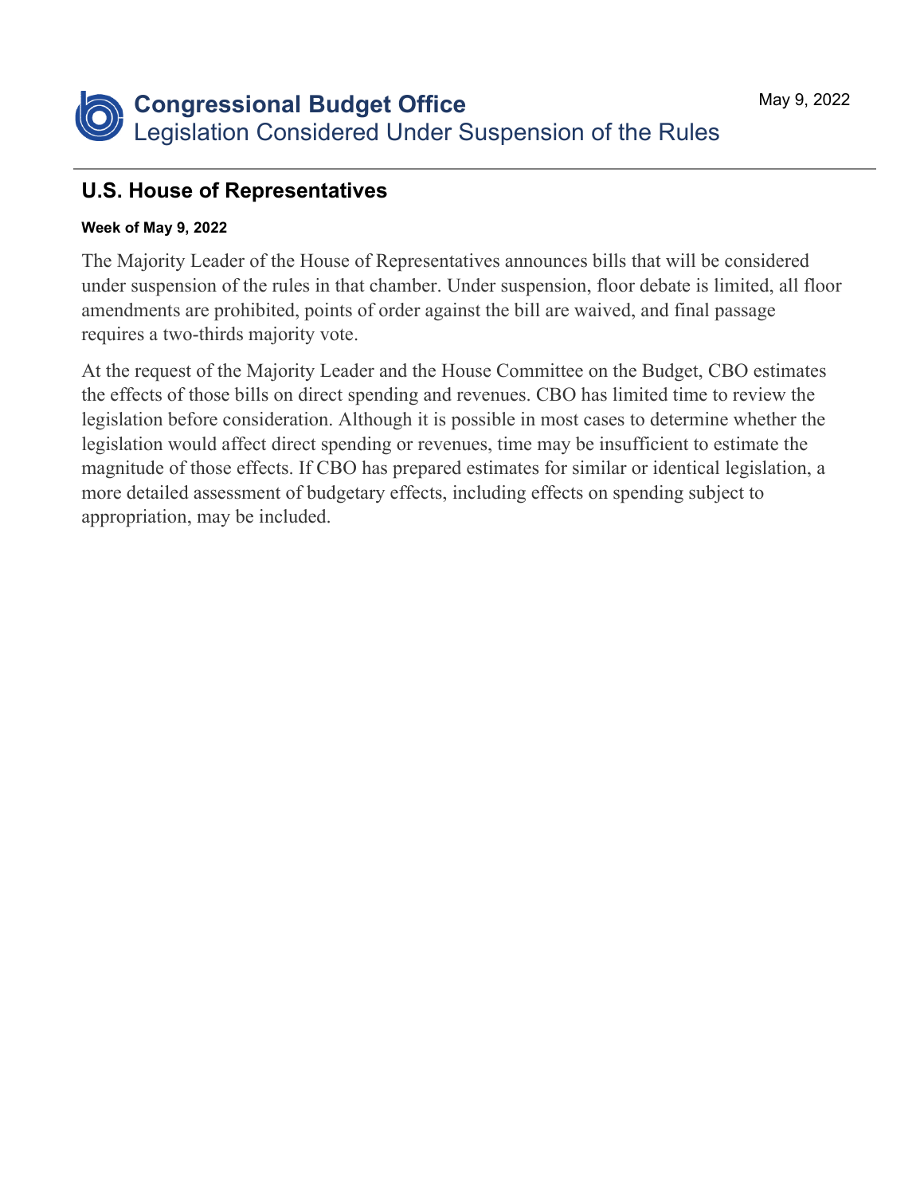# Congressional Budget Office

## Legislation Considered Under Suspension of the Rules

May 9, 2022

## U.S. House of Representatives

**Week of May 9, 2022**

The Majority Leader of the House of Representatives announces bills that will be considered under suspension of the rules in that chamber. Under suspension, floor debate is limited, all floor amendments are prohibited, points of order against the bill are waived, and final passage requires a two-thirds majority vote.

At the request of the Majority Leader and the House Committee on the Budget, CBO estimates the effects of those bills on direct spending and revenues. CBO has limited time to review the legislation before consideration. Although it is possible in most cases to determine whether the legislation would affect direct spending or revenues, time may be insufficient to estimate the magnitude of those effects. If CBO has prepared estimates for similar or identical legislation, a more detailed assessment of budgetary effects, including effects on spending subject to appropriation, may be included.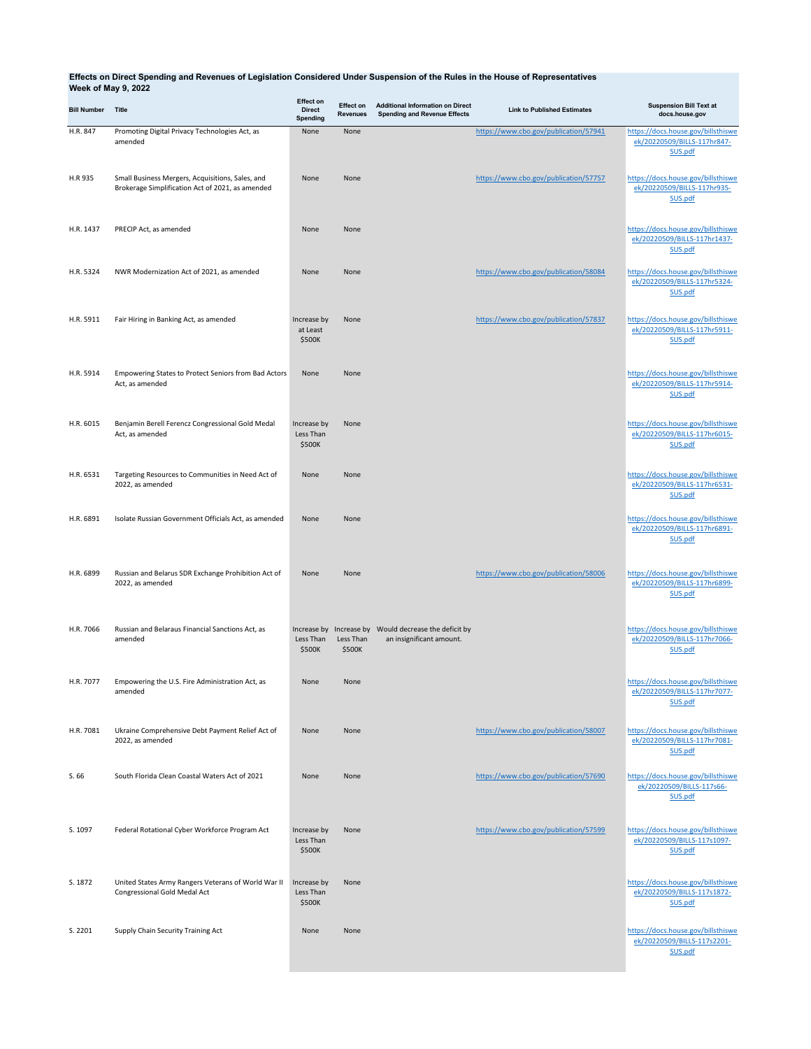**Effects on Direct Spending and Revenues of Legislation Considered Under Suspension of the Rules in the House of Representatives**
**Week of May 9, 2022**

| Bill Number | Title | Effect on Direct Spending | Effect on Revenues | Additional Information on Direct Spending and Revenue Effects | Link to Published Estimates | Suspension Bill Text at docs.house.gov |
|---|---|---|---|---|---|---|
| H.R. 847 | Promoting Digital Privacy Technologies Act, as amended | None | None | | https://www.cbo.gov/publication/57941 | https://docs.house.gov/billsthisweek/20220509/BILLS-117hr847-SUS.pdf |
| H.R 935 | Small Business Mergers, Acquisitions, Sales, and Brokerage Simplification Act of 2021, as amended | None | None | | https://www.cbo.gov/publication/57757 | https://docs.house.gov/billsthisweek/20220509/BILLS-117hr935-SUS.pdf |
| H.R. 1437 | PRECIP Act, as amended | None | None | | | https://docs.house.gov/billsthisweek/20220509/BILLS-117hr1437-SUS.pdf |
| H.R. 5324 | NWR Modernization Act of 2021, as amended | None | None | | https://www.cbo.gov/publication/58084 | https://docs.house.gov/billsthisweek/20220509/BILLS-117hr5324-SUS.pdf |
| H.R. 5911 | Fair Hiring in Banking Act, as amended | Increase by at Least $500K | None | | https://www.cbo.gov/publication/57837 | https://docs.house.gov/billsthisweek/20220509/BILLS-117hr5911-SUS.pdf |
| H.R. 5914 | Empowering States to Protect Seniors from Bad Actors Act, as amended | None | None | | | https://docs.house.gov/billsthisweek/20220509/BILLS-117hr5914-SUS.pdf |
| H.R. 6015 | Benjamin Berell Ferencz Congressional Gold Medal Act, as amended | Increase by Less Than $500K | None | | | https://docs.house.gov/billsthisweek/20220509/BILLS-117hr6015-SUS.pdf |
| H.R. 6531 | Targeting Resources to Communities in Need Act of 2022, as amended | None | None | | | https://docs.house.gov/billsthisweek/20220509/BILLS-117hr6531-SUS.pdf |
| H.R. 6891 | Isolate Russian Government Officials Act, as amended | None | None | | | https://docs.house.gov/billsthisweek/20220509/BILLS-117hr6891-SUS.pdf |
| H.R. 6899 | Russian and Belarus SDR Exchange Prohibition Act of 2022, as amended | None | None | | https://www.cbo.gov/publication/58006 | https://docs.house.gov/billsthisweek/20220509/BILLS-117hr6899-SUS.pdf |
| H.R. 7066 | Russian and Belaraus Financial Sanctions Act, as amended | Increase by Less Than $500K | Increase by Less Than $500K | Would decrease the deficit by an insignificant amount. | | https://docs.house.gov/billsthisweek/20220509/BILLS-117hr7066-SUS.pdf |
| H.R. 7077 | Empowering the U.S. Fire Administration Act, as amended | None | None | | | https://docs.house.gov/billsthisweek/20220509/BILLS-117hr7077-SUS.pdf |
| H.R. 7081 | Ukraine Comprehensive Debt Payment Relief Act of 2022, as amended | None | None | | https://www.cbo.gov/publication/58007 | https://docs.house.gov/billsthisweek/20220509/BILLS-117hr7081-SUS.pdf |
| S. 66 | South Florida Clean Coastal Waters Act of 2021 | None | None | | https://www.cbo.gov/publication/57690 | https://docs.house.gov/billsthisweek/20220509/BILLS-117s66-SUS.pdf |
| S. 1097 | Federal Rotational Cyber Workforce Program Act | Increase by Less Than $500K | None | | https://www.cbo.gov/publication/57599 | https://docs.house.gov/billsthisweek/20220509/BILLS-117s1097-SUS.pdf |
| S. 1872 | United States Army Rangers Veterans of World War II Congressional Gold Medal Act | Increase by Less Than $500K | None | | | https://docs.house.gov/billsthisweek/20220509/BILLS-117s1872-SUS.pdf |
| S. 2201 | Supply Chain Security Training Act | None | None | | | https://docs.house.gov/billsthisweek/20220509/BILLS-117s2201-SUS.pdf |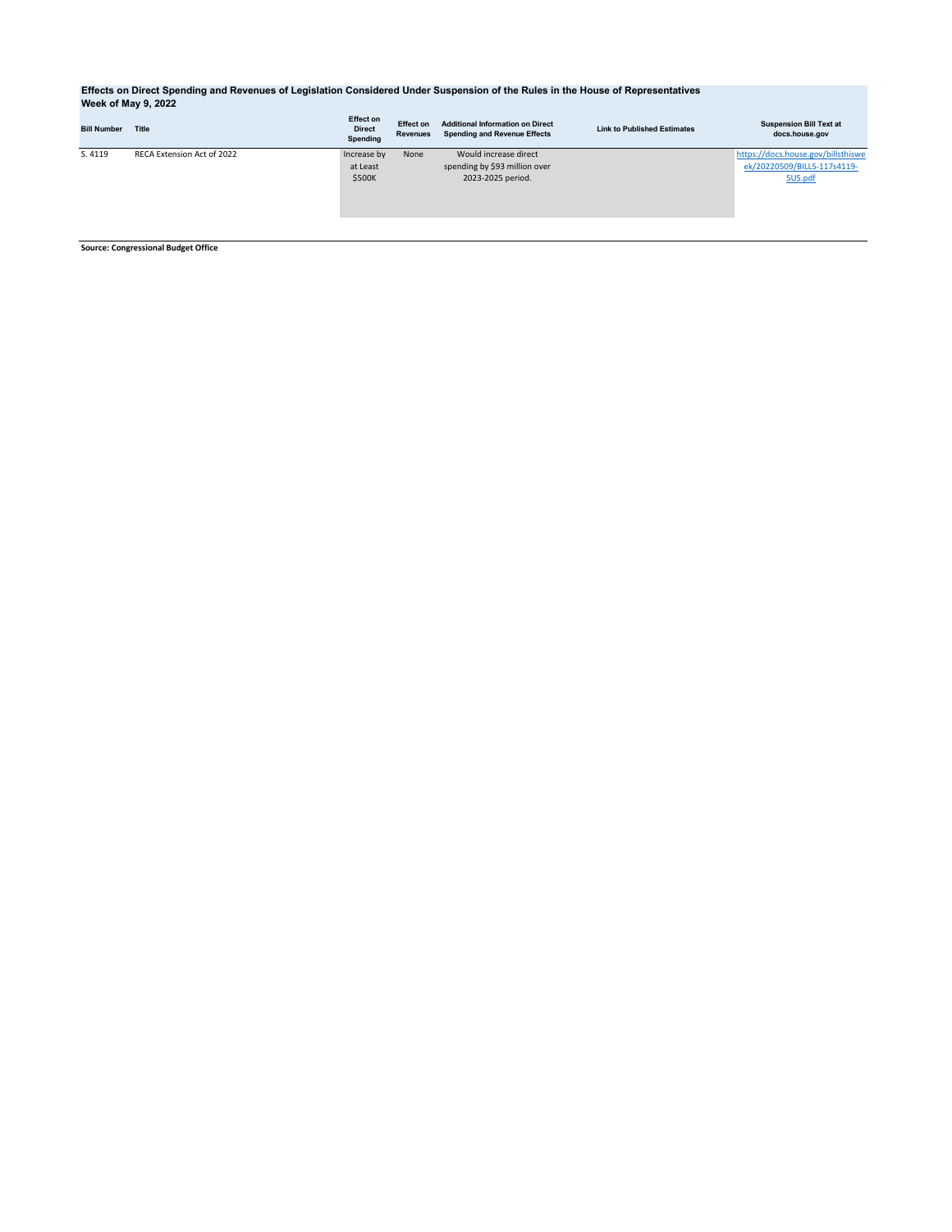**Effects on Direct Spending and Revenues of Legislation Considered Under Suspension of the Rules in the House of Representatives**
**Week of May 9, 2022**

| Bill Number | Title | Effect on Direct Spending | Effect on Revenues | Additional Information on Direct Spending and Revenue Effects | Link to Published Estimates | Suspension Bill Text at docs.house.gov |
|---|---|---|---|---|---|---|
| S. 4119 | RECA Extension Act of 2022 | Increase by at Least $500K | None | Would increase direct spending by $93 million over 2023-2025 period. | | https://docs.house.gov/billsthisweek/20220509/BILLS-117s4119-SUS.pdf |

**Source: Congressional Budget Office**